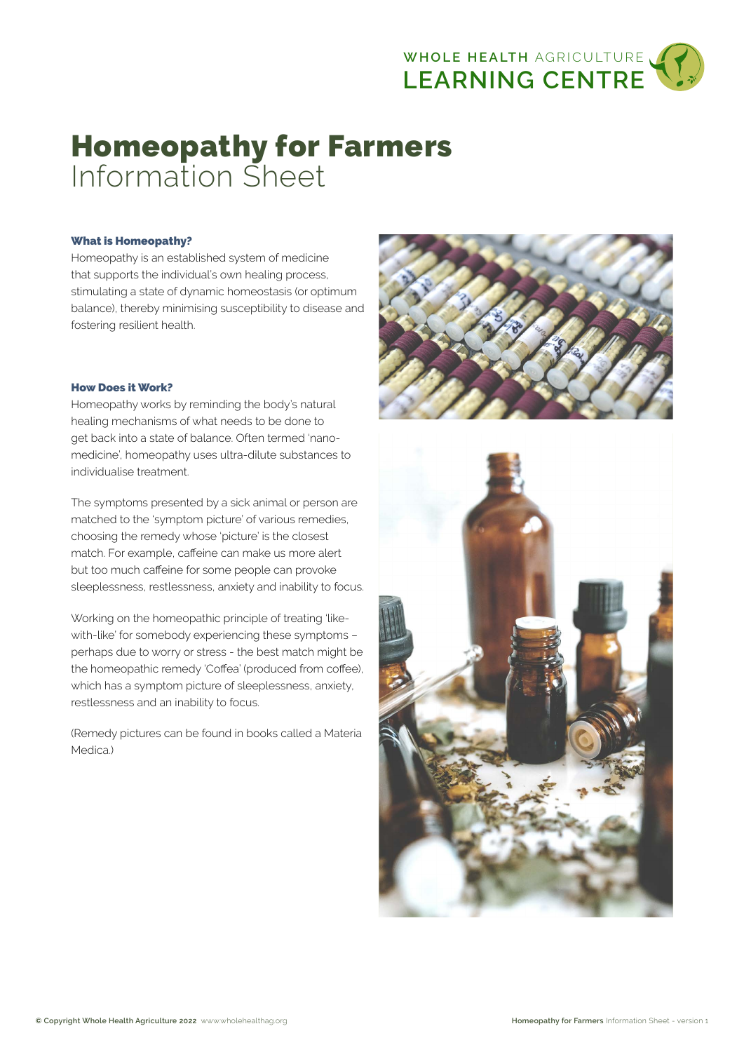# Homeopathy for Farmers
Information Sheet

### What is Homeopathy?

Homeopathy is an established system of medicine that supports the individual's own healing process, stimulating a state of dynamic homeostasis (or optimum balance), thereby minimising susceptibility to disease and fostering resilient health.

### How Does it Work?

Homeopathy works by reminding the body's natural healing mechanisms of what needs to be done to get back into a state of balance. Often termed 'nano-medicine', homeopathy uses ultra-dilute substances to individualise treatment.

The symptoms presented by a sick animal or person are matched to the 'symptom picture' of various remedies, choosing the remedy whose 'picture' is the closest match. For example, caffeine can make us more alert but too much caffeine for some people can provoke sleeplessness, restlessness, anxiety and inability to focus.

Working on the homeopathic principle of treating 'like-with-like' for somebody experiencing these symptoms – perhaps due to worry or stress - the best match might be the homeopathic remedy 'Coffea' (produced from coffee), which has a symptom picture of sleeplessness, anxiety, restlessness and an inability to focus.

(Remedy pictures can be found in books called a Materia Medica.)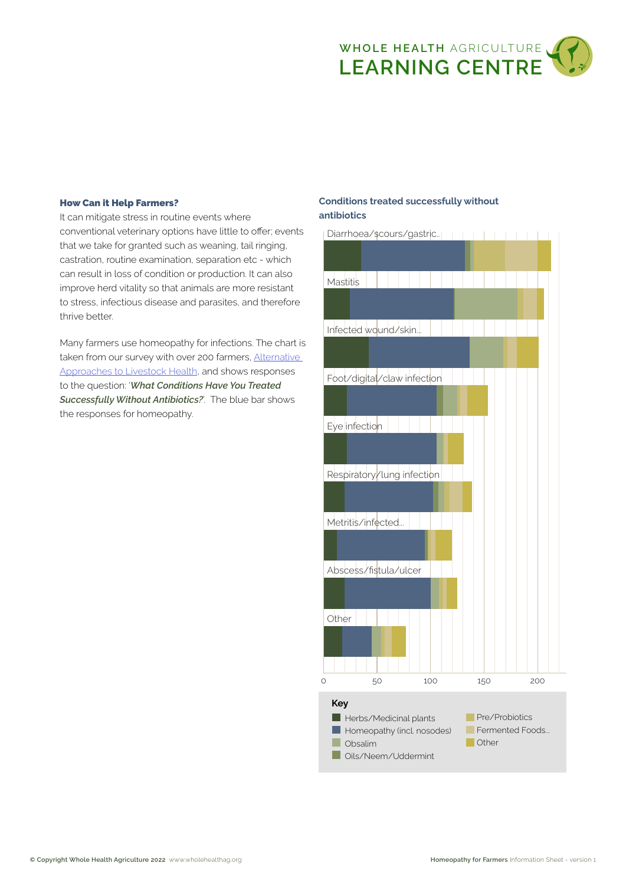### How Can it Help Farmers?

It can mitigate stress in routine events where conventional veterinary options have little to offer; events that we take for granted such as weaning, tail ringing, castration, routine examination, separation etc - which can result in loss of condition or production. It can also improve herd vitality so that animals are more resistant to stress, infectious disease and parasites, and therefore thrive better.

Many farmers use homeopathy for infections. The chart is taken from our survey with over 200 farmers, [Alternative Approaches to Livestock Health](), and shows responses to the question: '***What Conditions Have You Treated Successfully Without Antibiotics?***'. The blue bar shows the responses for homeopathy.

**Conditions treated successfully without antibiotics**

Diarrhoea/scours/gastric...

Mastitis

Infected wound/skin...

Foot/digital/claw infection

Eye infection

Respiratory/lung infection

Metritis/infected...

Abscess/fistula/ulcer

Other

0 50 100 150 200

**Key**

- Herbs/Medicinal plants
- Homeopathy (incl. nosodes)
- Obsalim
- Oils/Neem/Uddermint
- Pre/Probiotics
- Fermented Foods...
- Other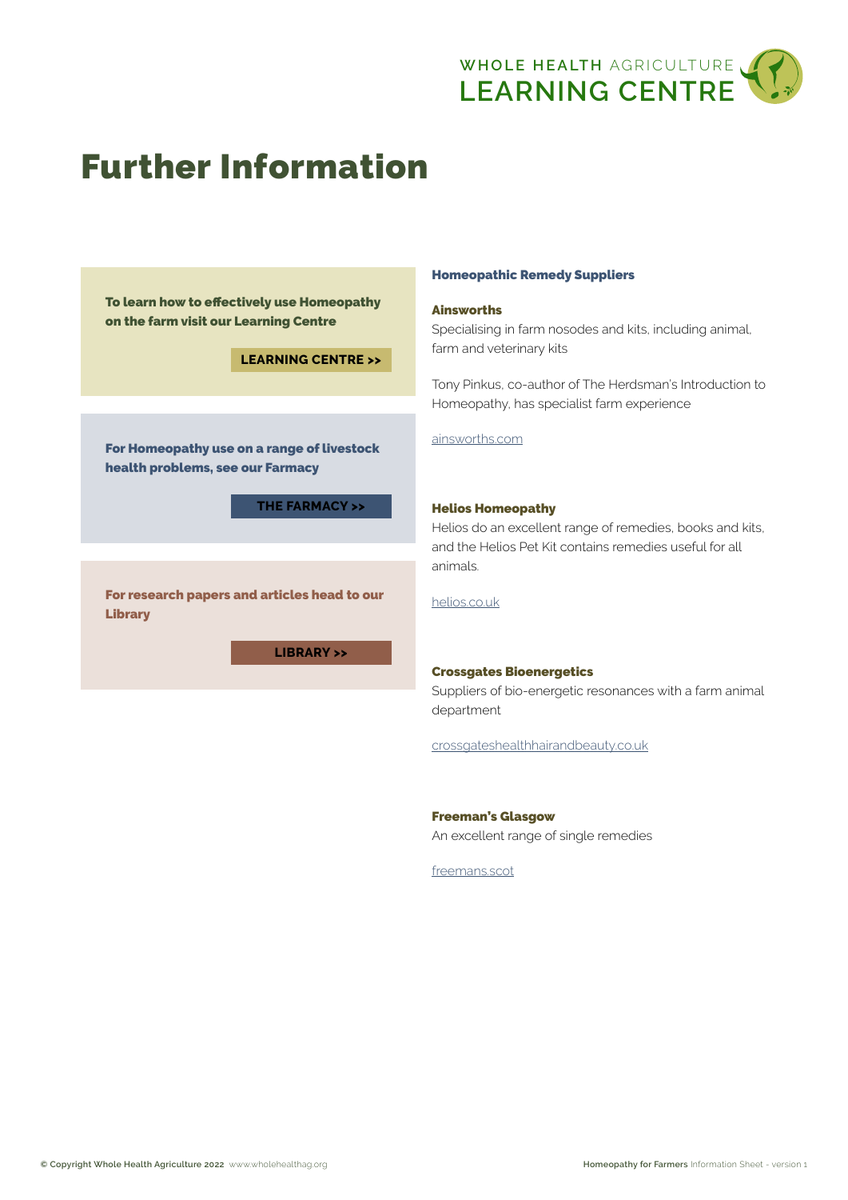# Further Information

**To learn how to effectively use Homeopathy on the farm visit our Learning Centre**

**LEARNING CENTRE >>**

**For Homeopathy use on a range of livestock health problems, see our Farmacy**

**THE FARMACY >>**

**For research papers and articles head to our Library**

**LIBRARY >>**

## Homeopathic Remedy Suppliers

**Ainsworths**
Specialising in farm nosodes and kits, including animal, farm and veterinary kits

Tony Pinkus, co-author of The Herdsman's Introduction to Homeopathy, has specialist farm experience

ainsworths.com

**Helios Homeopathy**
Helios do an excellent range of remedies, books and kits, and the Helios Pet Kit contains remedies useful for all animals.

helios.co.uk

**Crossgates Bioenergetics**
Suppliers of bio-energetic resonances with a farm animal department

crossgateshealthhairandbeauty.co.uk

**Freeman's Glasgow**
An excellent range of single remedies

freemans.scot